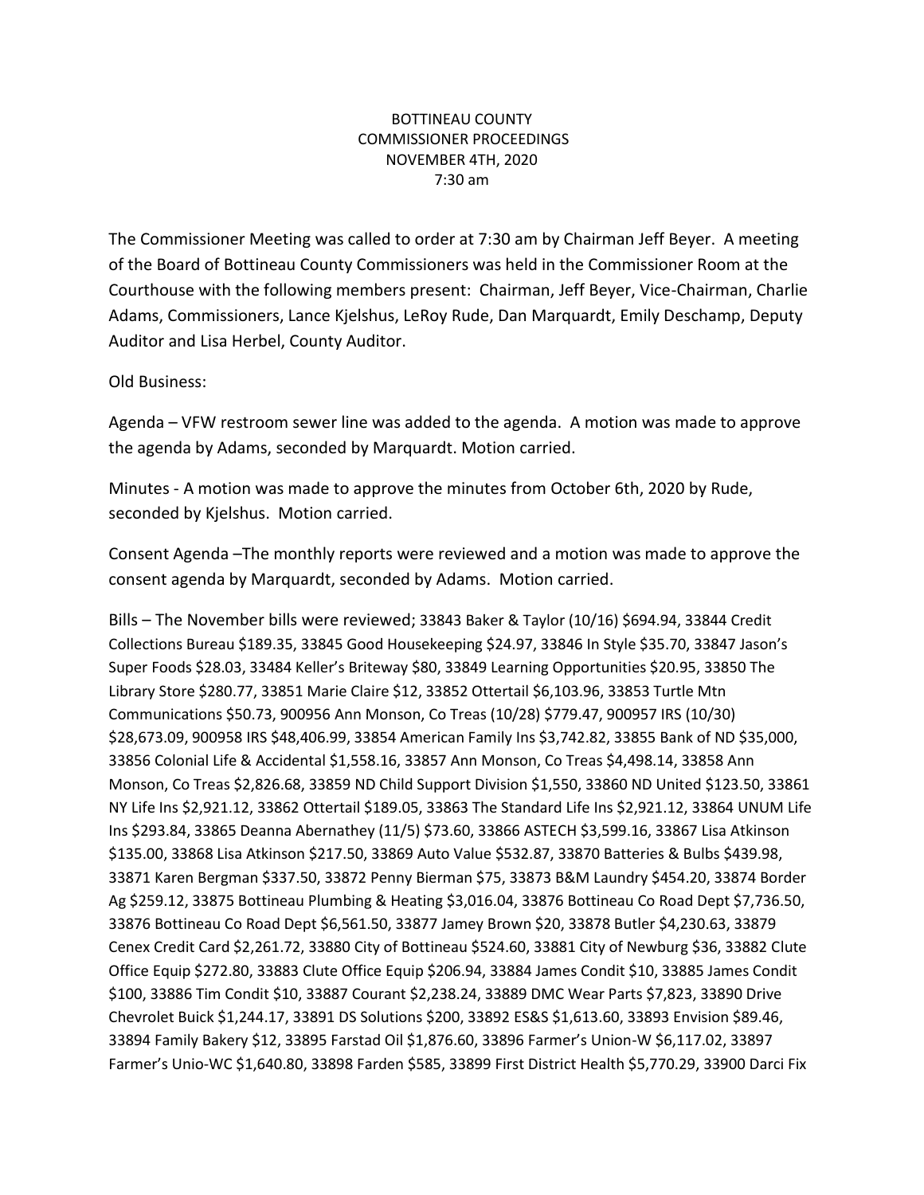BOTTINEAU COUNTY
COMMISSIONER PROCEEDINGS
NOVEMBER 4TH, 2020
7:30 am

The Commissioner Meeting was called to order at 7:30 am by Chairman Jeff Beyer. A meeting of the Board of Bottineau County Commissioners was held in the Commissioner Room at the Courthouse with the following members present: Chairman, Jeff Beyer, Vice-Chairman, Charlie Adams, Commissioners, Lance Kjelshus, LeRoy Rude, Dan Marquardt, Emily Deschamp, Deputy Auditor and Lisa Herbel, County Auditor.

Old Business:

Agenda – VFW restroom sewer line was added to the agenda. A motion was made to approve the agenda by Adams, seconded by Marquardt. Motion carried.

Minutes - A motion was made to approve the minutes from October 6th, 2020 by Rude, seconded by Kjelshus. Motion carried.

Consent Agenda –The monthly reports were reviewed and a motion was made to approve the consent agenda by Marquardt, seconded by Adams. Motion carried.

Bills – The November bills were reviewed; 33843 Baker & Taylor (10/16) $694.94, 33844 Credit Collections Bureau $189.35, 33845 Good Housekeeping $24.97, 33846 In Style $35.70, 33847 Jason's Super Foods $28.03, 33484 Keller's Briteway $80, 33849 Learning Opportunities $20.95, 33850 The Library Store $280.77, 33851 Marie Claire $12, 33852 Ottertail $6,103.96, 33853 Turtle Mtn Communications $50.73, 900956 Ann Monson, Co Treas (10/28) $779.47, 900957 IRS (10/30) $28,673.09, 900958 IRS $48,406.99, 33854 American Family Ins $3,742.82, 33855 Bank of ND $35,000, 33856 Colonial Life & Accidental $1,558.16, 33857 Ann Monson, Co Treas $4,498.14, 33858 Ann Monson, Co Treas $2,826.68, 33859 ND Child Support Division $1,550, 33860 ND United $123.50, 33861 NY Life Ins $2,921.12, 33862 Ottertail $189.05, 33863 The Standard Life Ins $2,921.12, 33864 UNUM Life Ins $293.84, 33865 Deanna Abernathey (11/5) $73.60, 33866 ASTECH $3,599.16, 33867 Lisa Atkinson $135.00, 33868 Lisa Atkinson $217.50, 33869 Auto Value $532.87, 33870 Batteries & Bulbs $439.98, 33871 Karen Bergman $337.50, 33872 Penny Bierman $75, 33873 B&M Laundry $454.20, 33874 Border Ag $259.12, 33875 Bottineau Plumbing & Heating $3,016.04, 33876 Bottineau Co Road Dept $7,736.50, 33876 Bottineau Co Road Dept $6,561.50, 33877 Jamey Brown $20, 33878 Butler $4,230.63, 33879 Cenex Credit Card $2,261.72, 33880 City of Bottineau $524.60, 33881 City of Newburg $36, 33882 Clute Office Equip $272.80, 33883 Clute Office Equip $206.94, 33884 James Condit $10, 33885 James Condit $100, 33886 Tim Condit $10, 33887 Courant $2,238.24, 33889 DMC Wear Parts $7,823, 33890 Drive Chevrolet Buick $1,244.17, 33891 DS Solutions $200, 33892 ES&S $1,613.60, 33893 Envision $89.46, 33894 Family Bakery $12, 33895 Farstad Oil $1,876.60, 33896 Farmer's Union-W $6,117.02, 33897 Farmer's Unio-WC $1,640.80, 33898 Farden $585, 33899 First District Health $5,770.29, 33900 Darci Fix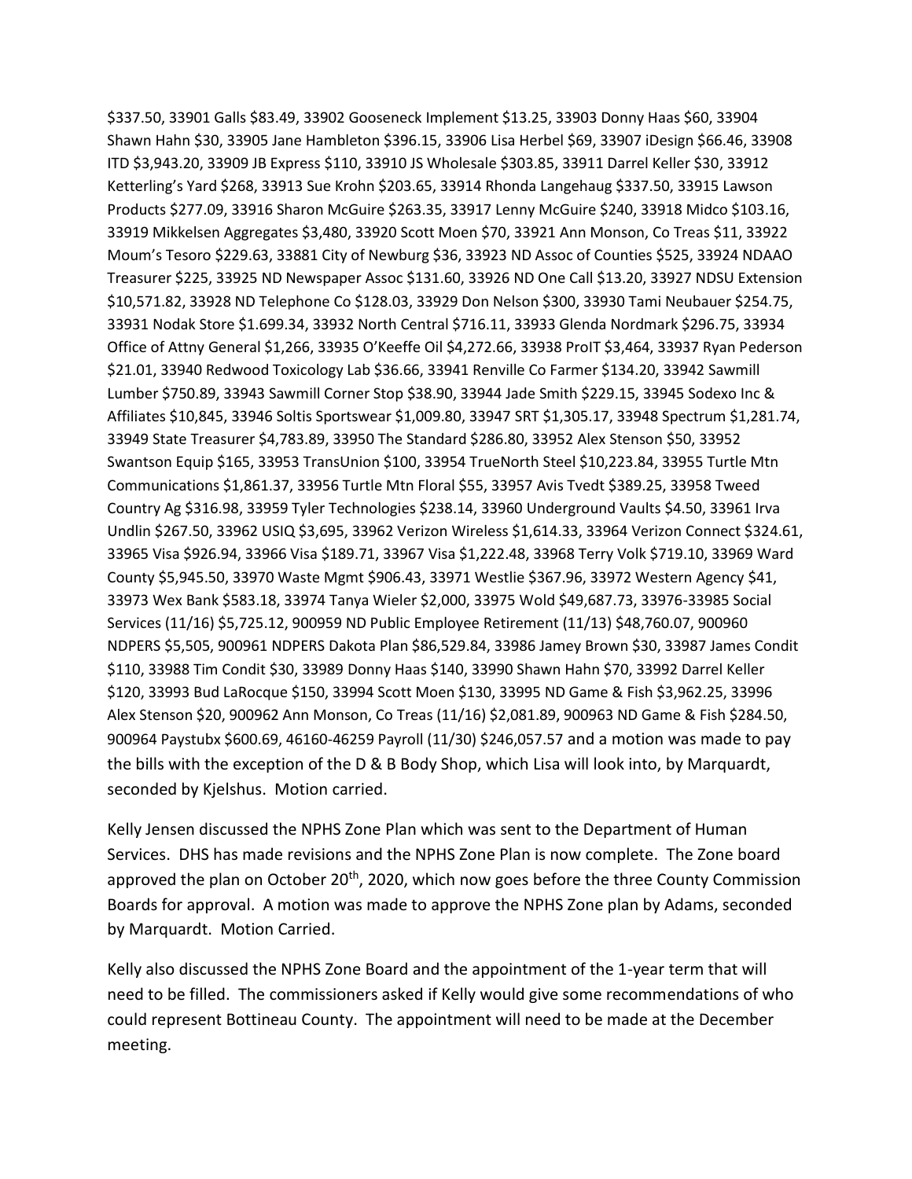$337.50, 33901 Galls $83.49, 33902 Gooseneck Implement $13.25, 33903 Donny Haas $60, 33904 Shawn Hahn $30, 33905 Jane Hambleton $396.15, 33906 Lisa Herbel $69, 33907 iDesign $66.46, 33908 ITD $3,943.20, 33909 JB Express $110, 33910 JS Wholesale $303.85, 33911 Darrel Keller $30, 33912 Ketterling's Yard $268, 33913 Sue Krohn $203.65, 33914 Rhonda Langehaug $337.50, 33915 Lawson Products $277.09, 33916 Sharon McGuire $263.35, 33917 Lenny McGuire $240, 33918 Midco $103.16, 33919 Mikkelsen Aggregates $3,480, 33920 Scott Moen $70, 33921 Ann Monson, Co Treas $11, 33922 Moum's Tesoro $229.63, 33881 City of Newburg $36, 33923 ND Assoc of Counties $525, 33924 NDAAO Treasurer $225, 33925 ND Newspaper Assoc $131.60, 33926 ND One Call $13.20, 33927 NDSU Extension $10,571.82, 33928 ND Telephone Co $128.03, 33929 Don Nelson $300, 33930 Tami Neubauer $254.75, 33931 Nodak Store $1.699.34, 33932 North Central $716.11, 33933 Glenda Nordmark $296.75, 33934 Office of Attny General $1,266, 33935 O'Keeffe Oil $4,272.66, 33938 ProIT $3,464, 33937 Ryan Pederson $21.01, 33940 Redwood Toxicology Lab $36.66, 33941 Renville Co Farmer $134.20, 33942 Sawmill Lumber $750.89, 33943 Sawmill Corner Stop $38.90, 33944 Jade Smith $229.15, 33945 Sodexo Inc & Affiliates $10,845, 33946 Soltis Sportswear $1,009.80, 33947 SRT $1,305.17, 33948 Spectrum $1,281.74, 33949 State Treasurer $4,783.89, 33950 The Standard $286.80, 33952 Alex Stenson $50, 33952 Swantson Equip $165, 33953 TransUnion $100, 33954 TrueNorth Steel $10,223.84, 33955 Turtle Mtn Communications $1,861.37, 33956 Turtle Mtn Floral $55, 33957 Avis Tvedt $389.25, 33958 Tweed Country Ag $316.98, 33959 Tyler Technologies $238.14, 33960 Underground Vaults $4.50, 33961 Irva Undlin $267.50, 33962 USIQ $3,695, 33962 Verizon Wireless $1,614.33, 33964 Verizon Connect $324.61, 33965 Visa $926.94, 33966 Visa $189.71, 33967 Visa $1,222.48, 33968 Terry Volk $719.10, 33969 Ward County $5,945.50, 33970 Waste Mgmt $906.43, 33971 Westlie $367.96, 33972 Western Agency $41, 33973 Wex Bank $583.18, 33974 Tanya Wieler $2,000, 33975 Wold $49,687.73, 33976-33985 Social Services (11/16) $5,725.12, 900959 ND Public Employee Retirement (11/13) $48,760.07, 900960 NDPERS $5,505, 900961 NDPERS Dakota Plan $86,529.84, 33986 Jamey Brown $30, 33987 James Condit $110, 33988 Tim Condit $30, 33989 Donny Haas $140, 33990 Shawn Hahn $70, 33992 Darrel Keller $120, 33993 Bud LaRocque $150, 33994 Scott Moen $130, 33995 ND Game & Fish $3,962.25, 33996 Alex Stenson $20, 900962 Ann Monson, Co Treas (11/16) $2,081.89, 900963 ND Game & Fish $284.50, 900964 Paystubx $600.69, 46160-46259 Payroll (11/30) $246,057.57 and a motion was made to pay the bills with the exception of the D & B Body Shop, which Lisa will look into, by Marquardt, seconded by Kjelshus. Motion carried.

Kelly Jensen discussed the NPHS Zone Plan which was sent to the Department of Human Services. DHS has made revisions and the NPHS Zone Plan is now complete. The Zone board approved the plan on October 20th, 2020, which now goes before the three County Commission Boards for approval. A motion was made to approve the NPHS Zone plan by Adams, seconded by Marquardt. Motion Carried.

Kelly also discussed the NPHS Zone Board and the appointment of the 1-year term that will need to be filled. The commissioners asked if Kelly would give some recommendations of who could represent Bottineau County. The appointment will need to be made at the December meeting.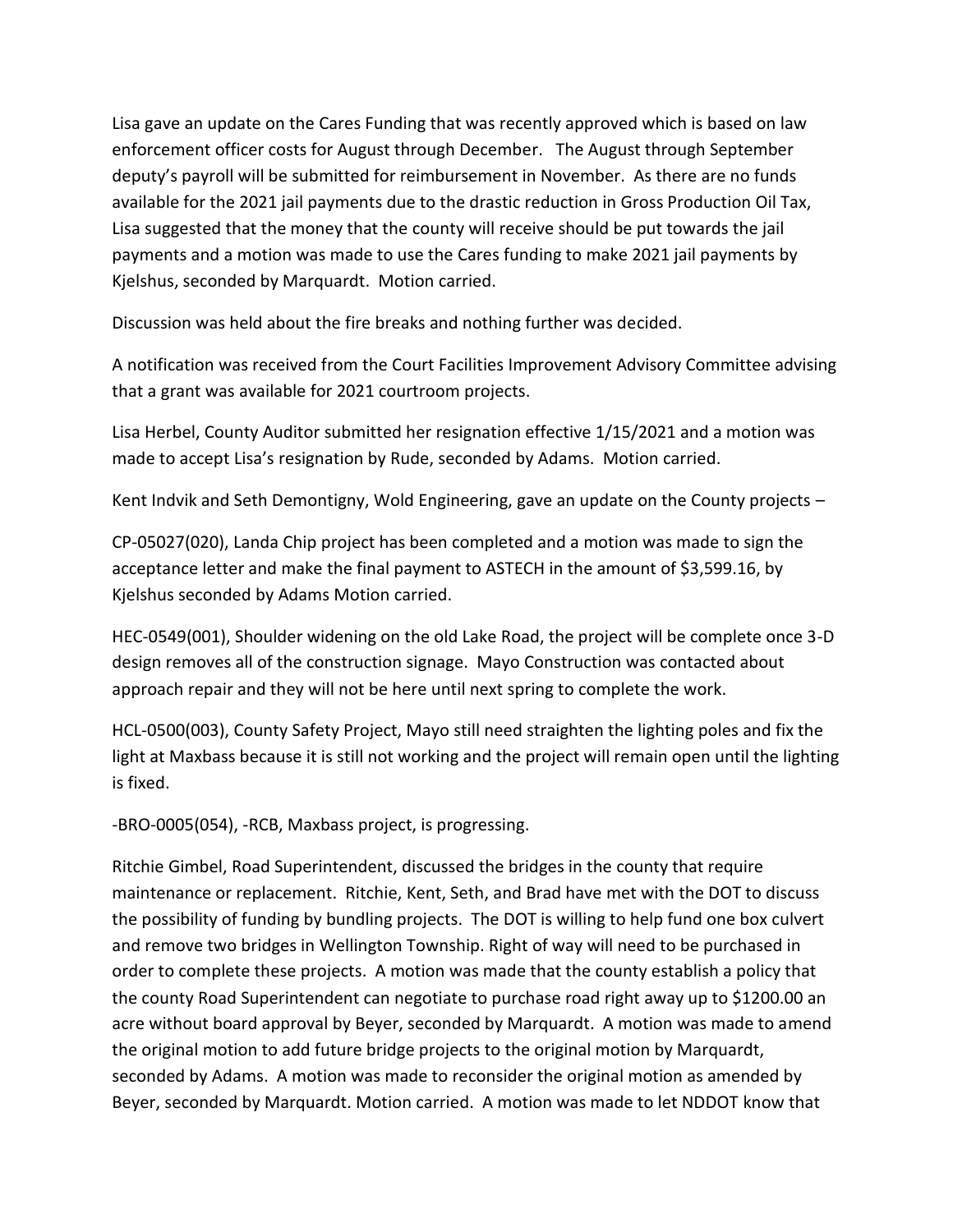Lisa gave an update on the Cares Funding that was recently approved which is based on law enforcement officer costs for August through December. The August through September deputy's payroll will be submitted for reimbursement in November. As there are no funds available for the 2021 jail payments due to the drastic reduction in Gross Production Oil Tax, Lisa suggested that the money that the county will receive should be put towards the jail payments and a motion was made to use the Cares funding to make 2021 jail payments by Kjelshus, seconded by Marquardt. Motion carried.

Discussion was held about the fire breaks and nothing further was decided.

A notification was received from the Court Facilities Improvement Advisory Committee advising that a grant was available for 2021 courtroom projects.

Lisa Herbel, County Auditor submitted her resignation effective 1/15/2021 and a motion was made to accept Lisa's resignation by Rude, seconded by Adams. Motion carried.

Kent Indvik and Seth Demontigny, Wold Engineering, gave an update on the County projects –

CP-05027(020), Landa Chip project has been completed and a motion was made to sign the acceptance letter and make the final payment to ASTECH in the amount of $3,599.16, by Kjelshus seconded by Adams Motion carried.

HEC-0549(001), Shoulder widening on the old Lake Road, the project will be complete once 3-D design removes all of the construction signage. Mayo Construction was contacted about approach repair and they will not be here until next spring to complete the work.

HCL-0500(003), County Safety Project, Mayo still need straighten the lighting poles and fix the light at Maxbass because it is still not working and the project will remain open until the lighting is fixed.

-BRO-0005(054), -RCB, Maxbass project, is progressing.

Ritchie Gimbel, Road Superintendent, discussed the bridges in the county that require maintenance or replacement. Ritchie, Kent, Seth, and Brad have met with the DOT to discuss the possibility of funding by bundling projects. The DOT is willing to help fund one box culvert and remove two bridges in Wellington Township. Right of way will need to be purchased in order to complete these projects. A motion was made that the county establish a policy that the county Road Superintendent can negotiate to purchase road right away up to $1200.00 an acre without board approval by Beyer, seconded by Marquardt. A motion was made to amend the original motion to add future bridge projects to the original motion by Marquardt, seconded by Adams. A motion was made to reconsider the original motion as amended by Beyer, seconded by Marquardt. Motion carried. A motion was made to let NDDOT know that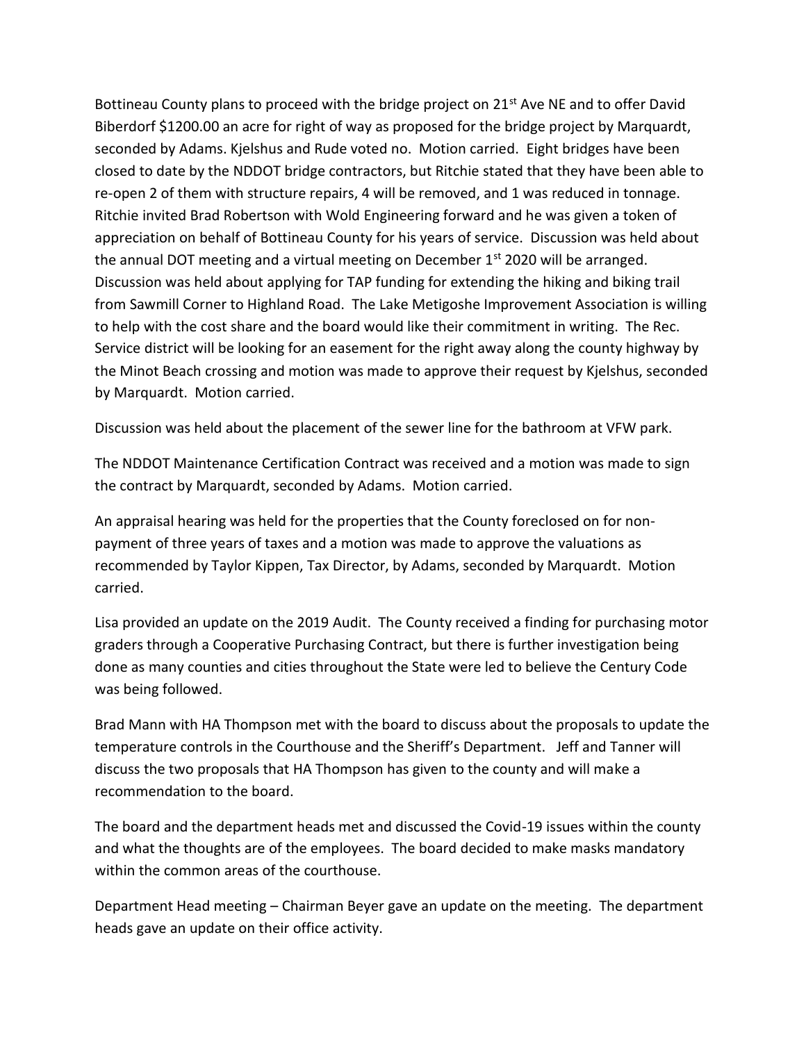Bottineau County plans to proceed with the bridge project on 21st Ave NE and to offer David Biberdorf $1200.00 an acre for right of way as proposed for the bridge project by Marquardt, seconded by Adams. Kjelshus and Rude voted no. Motion carried. Eight bridges have been closed to date by the NDDOT bridge contractors, but Ritchie stated that they have been able to re-open 2 of them with structure repairs, 4 will be removed, and 1 was reduced in tonnage. Ritchie invited Brad Robertson with Wold Engineering forward and he was given a token of appreciation on behalf of Bottineau County for his years of service. Discussion was held about the annual DOT meeting and a virtual meeting on December 1st 2020 will be arranged. Discussion was held about applying for TAP funding for extending the hiking and biking trail from Sawmill Corner to Highland Road. The Lake Metigoshe Improvement Association is willing to help with the cost share and the board would like their commitment in writing. The Rec. Service district will be looking for an easement for the right away along the county highway by the Minot Beach crossing and motion was made to approve their request by Kjelshus, seconded by Marquardt. Motion carried.

Discussion was held about the placement of the sewer line for the bathroom at VFW park.

The NDDOT Maintenance Certification Contract was received and a motion was made to sign the contract by Marquardt, seconded by Adams. Motion carried.

An appraisal hearing was held for the properties that the County foreclosed on for non-payment of three years of taxes and a motion was made to approve the valuations as recommended by Taylor Kippen, Tax Director, by Adams, seconded by Marquardt. Motion carried.

Lisa provided an update on the 2019 Audit. The County received a finding for purchasing motor graders through a Cooperative Purchasing Contract, but there is further investigation being done as many counties and cities throughout the State were led to believe the Century Code was being followed.

Brad Mann with HA Thompson met with the board to discuss about the proposals to update the temperature controls in the Courthouse and the Sheriff's Department. Jeff and Tanner will discuss the two proposals that HA Thompson has given to the county and will make a recommendation to the board.

The board and the department heads met and discussed the Covid-19 issues within the county and what the thoughts are of the employees. The board decided to make masks mandatory within the common areas of the courthouse.

Department Head meeting – Chairman Beyer gave an update on the meeting. The department heads gave an update on their office activity.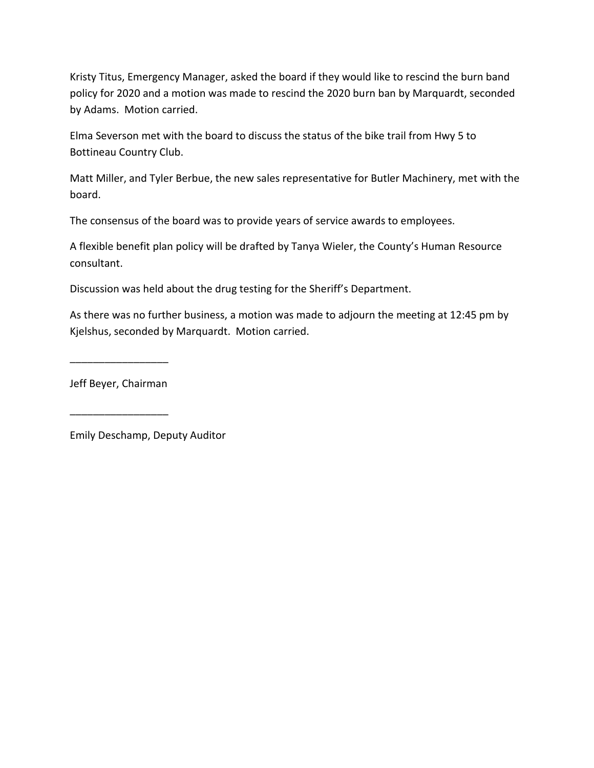Kristy Titus, Emergency Manager, asked the board if they would like to rescind the burn band policy for 2020 and a motion was made to rescind the 2020 burn ban by Marquardt, seconded by Adams. Motion carried.

Elma Severson met with the board to discuss the status of the bike trail from Hwy 5 to Bottineau Country Club.

Matt Miller, and Tyler Berbue, the new sales representative for Butler Machinery, met with the board.

The consensus of the board was to provide years of service awards to employees.

A flexible benefit plan policy will be drafted by Tanya Wieler, the County's Human Resource consultant.

Discussion was held about the drug testing for the Sheriff's Department.

As there was no further business, a motion was made to adjourn the meeting at 12:45 pm by Kjelshus, seconded by Marquardt. Motion carried.

_________________

Jeff Beyer, Chairman

_________________

Emily Deschamp, Deputy Auditor